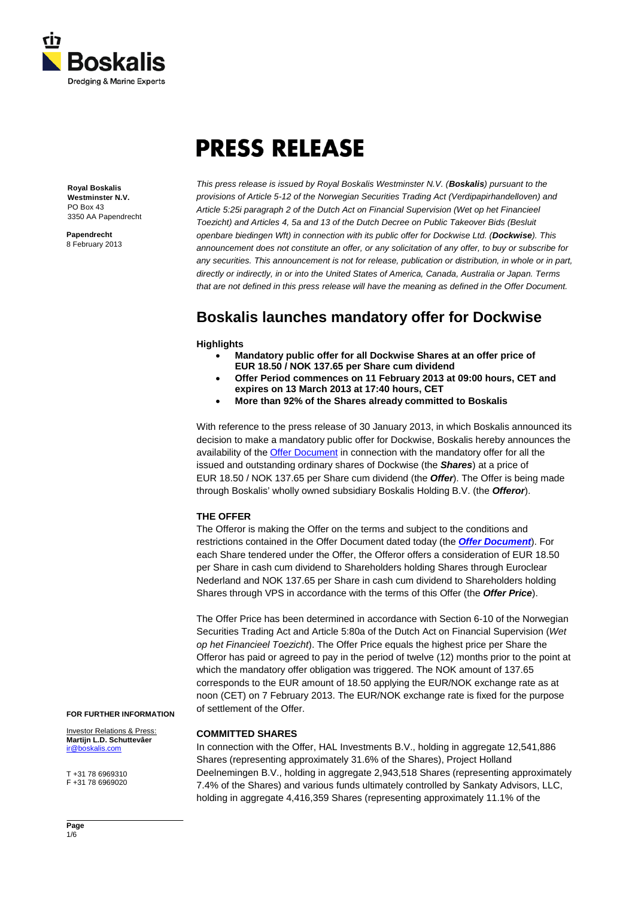# PRESS RELEASE

**Royal Boskalis Westminster N.V.**
PO Box 43
3350 AA Papendrecht

**Papendrecht**
8 February 2013

*This press release is issued by Royal Boskalis Westminster N.V. (**Boskalis**) pursuant to the provisions of Article 5-12 of the Norwegian Securities Trading Act (Verdipapirhandelloven) and Article 5:25i paragraph 2 of the Dutch Act on Financial Supervision (Wet op het Financieel Toezicht) and Articles 4, 5a and 13 of the Dutch Decree on Public Takeover Bids (Besluit openbare biedingen Wft) in connection with its public offer for Dockwise Ltd. (**Dockwise**). This announcement does not constitute an offer, or any solicitation of any offer, to buy or subscribe for any securities. This announcement is not for release, publication or distribution, in whole or in part, directly or indirectly, in or into the United States of America, Canada, Australia or Japan. Terms that are not defined in this press release will have the meaning as defined in the Offer Document.*

## Boskalis launches mandatory offer for Dockwise

**Highlights**

- **Mandatory public offer for all Dockwise Shares at an offer price of EUR 18.50 / NOK 137.65 per Share cum dividend**
- **Offer Period commences on 11 February 2013 at 09:00 hours, CET and expires on 13 March 2013 at 17:40 hours, CET**
- **More than 92% of the Shares already committed to Boskalis**

With reference to the press release of 30 January 2013, in which Boskalis announced its decision to make a mandatory public offer for Dockwise, Boskalis hereby announces the availability of the Offer Document in connection with the mandatory offer for all the issued and outstanding ordinary shares of Dockwise (the ***Shares***) at a price of EUR 18.50 / NOK 137.65 per Share cum dividend (the ***Offer***). The Offer is being made through Boskalis' wholly owned subsidiary Boskalis Holding B.V. (the ***Offeror***).

### THE OFFER

The Offeror is making the Offer on the terms and subject to the conditions and restrictions contained in the Offer Document dated today (the ***Offer Document***). For each Share tendered under the Offer, the Offeror offers a consideration of EUR 18.50 per Share in cash cum dividend to Shareholders holding Shares through Euroclear Nederland and NOK 137.65 per Share in cash cum dividend to Shareholders holding Shares through VPS in accordance with the terms of this Offer (the ***Offer Price***).

The Offer Price has been determined in accordance with Section 6-10 of the Norwegian Securities Trading Act and Article 5:80a of the Dutch Act on Financial Supervision (*Wet op het Financieel Toezicht*). The Offer Price equals the highest price per Share the Offeror has paid or agreed to pay in the period of twelve (12) months prior to the point at which the mandatory offer obligation was triggered. The NOK amount of 137.65 corresponds to the EUR amount of 18.50 applying the EUR/NOK exchange rate as at noon (CET) on 7 February 2013. The EUR/NOK exchange rate is fixed for the purpose of settlement of the Offer.

### COMMITTED SHARES

In connection with the Offer, HAL Investments B.V., holding in aggregate 12,541,886 Shares (representing approximately 31.6% of the Shares), Project Holland Deelnemingen B.V., holding in aggregate 2,943,518 Shares (representing approximately 7.4% of the Shares) and various funds ultimately controlled by Sankaty Advisors, LLC, holding in aggregate 4,416,359 Shares (representing approximately 11.1% of the

**FOR FURTHER INFORMATION**

Investor Relations & Press:
**Martijn L.D. Schuttevâer**
ir@boskalis.com

T +31 78 6969310
F +31 78 6969020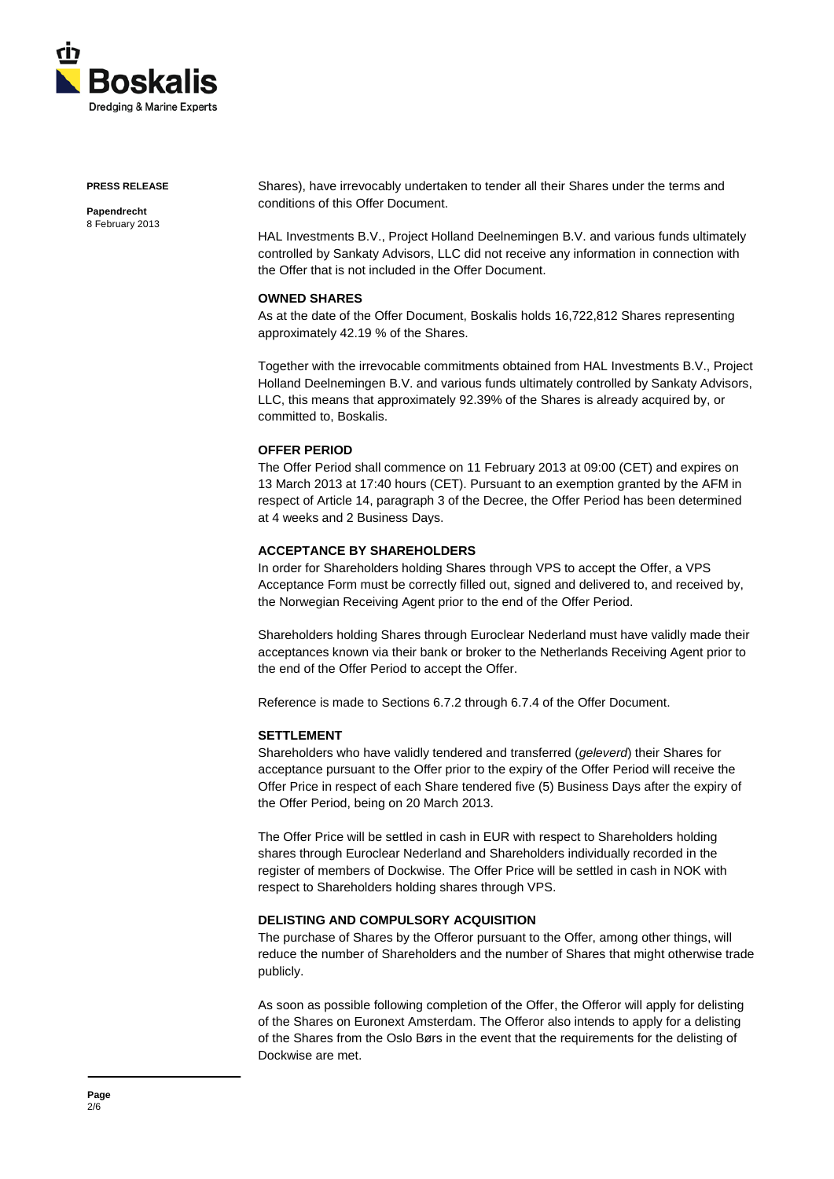Shares), have irrevocably undertaken to tender all their Shares under the terms and conditions of this Offer Document.

HAL Investments B.V., Project Holland Deelnemingen B.V. and various funds ultimately controlled by Sankaty Advisors, LLC did not receive any information in connection with the Offer that is not included in the Offer Document.

**OWNED SHARES**

As at the date of the Offer Document, Boskalis holds 16,722,812 Shares representing approximately 42.19 % of the Shares.

Together with the irrevocable commitments obtained from HAL Investments B.V., Project Holland Deelnemingen B.V. and various funds ultimately controlled by Sankaty Advisors, LLC, this means that approximately 92.39% of the Shares is already acquired by, or committed to, Boskalis.

**OFFER PERIOD**

The Offer Period shall commence on 11 February 2013 at 09:00 (CET) and expires on 13 March 2013 at 17:40 hours (CET). Pursuant to an exemption granted by the AFM in respect of Article 14, paragraph 3 of the Decree, the Offer Period has been determined at 4 weeks and 2 Business Days.

**ACCEPTANCE BY SHAREHOLDERS**

In order for Shareholders holding Shares through VPS to accept the Offer, a VPS Acceptance Form must be correctly filled out, signed and delivered to, and received by, the Norwegian Receiving Agent prior to the end of the Offer Period.

Shareholders holding Shares through Euroclear Nederland must have validly made their acceptances known via their bank or broker to the Netherlands Receiving Agent prior to the end of the Offer Period to accept the Offer.

Reference is made to Sections 6.7.2 through 6.7.4 of the Offer Document.

**SETTLEMENT**

Shareholders who have validly tendered and transferred (*geleverd*) their Shares for acceptance pursuant to the Offer prior to the expiry of the Offer Period will receive the Offer Price in respect of each Share tendered five (5) Business Days after the expiry of the Offer Period, being on 20 March 2013.

The Offer Price will be settled in cash in EUR with respect to Shareholders holding shares through Euroclear Nederland and Shareholders individually recorded in the register of members of Dockwise. The Offer Price will be settled in cash in NOK with respect to Shareholders holding shares through VPS.

**DELISTING AND COMPULSORY ACQUISITION**

The purchase of Shares by the Offeror pursuant to the Offer, among other things, will reduce the number of Shareholders and the number of Shares that might otherwise trade publicly.

As soon as possible following completion of the Offer, the Offeror will apply for delisting of the Shares on Euronext Amsterdam. The Offeror also intends to apply for a delisting of the Shares from the Oslo Børs in the event that the requirements for the delisting of Dockwise are met.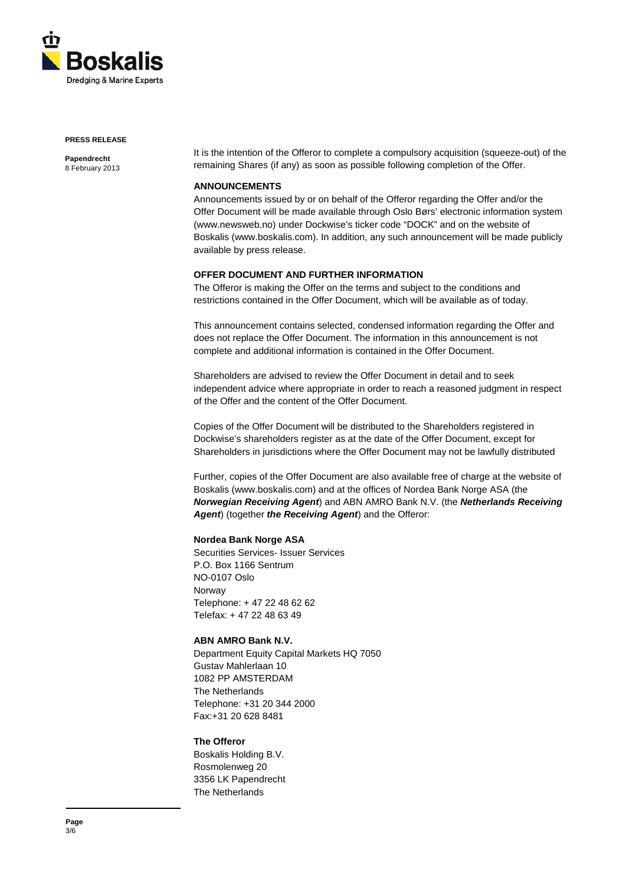It is the intention of the Offeror to complete a compulsory acquisition (squeeze-out) of the remaining Shares (if any) as soon as possible following completion of the Offer.

## ANNOUNCEMENTS

Announcements issued by or on behalf of the Offeror regarding the Offer and/or the Offer Document will be made available through Oslo Børs' electronic information system (www.newsweb.no) under Dockwise's ticker code "DOCK" and on the website of Boskalis (www.boskalis.com). In addition, any such announcement will be made publicly available by press release.

## OFFER DOCUMENT AND FURTHER INFORMATION

The Offeror is making the Offer on the terms and subject to the conditions and restrictions contained in the Offer Document, which will be available as of today.

This announcement contains selected, condensed information regarding the Offer and does not replace the Offer Document. The information in this announcement is not complete and additional information is contained in the Offer Document.

Shareholders are advised to review the Offer Document in detail and to seek independent advice where appropriate in order to reach a reasoned judgment in respect of the Offer and the content of the Offer Document.

Copies of the Offer Document will be distributed to the Shareholders registered in Dockwise's shareholders register as at the date of the Offer Document, except for Shareholders in jurisdictions where the Offer Document may not be lawfully distributed

Further, copies of the Offer Document are also available free of charge at the website of Boskalis (www.boskalis.com) and at the offices of Nordea Bank Norge ASA (the ***Norwegian Receiving Agent***) and ABN AMRO Bank N.V. (the ***Netherlands Receiving Agent***) (together ***the Receiving Agent***) and the Offeror:

**Nordea Bank Norge ASA**
Securities Services- Issuer Services
P.O. Box 1166 Sentrum
NO-0107 Oslo
Norway
Telephone: + 47 22 48 62 62
Telefax: + 47 22 48 63 49

**ABN AMRO Bank N.V.**
Department Equity Capital Markets HQ 7050
Gustav Mahlerlaan 10
1082 PP AMSTERDAM
The Netherlands
Telephone: +31 20 344 2000
Fax:+31 20 628 8481

**The Offeror**
Boskalis Holding B.V.
Rosmolenweg 20
3356 LK Papendrecht
The Netherlands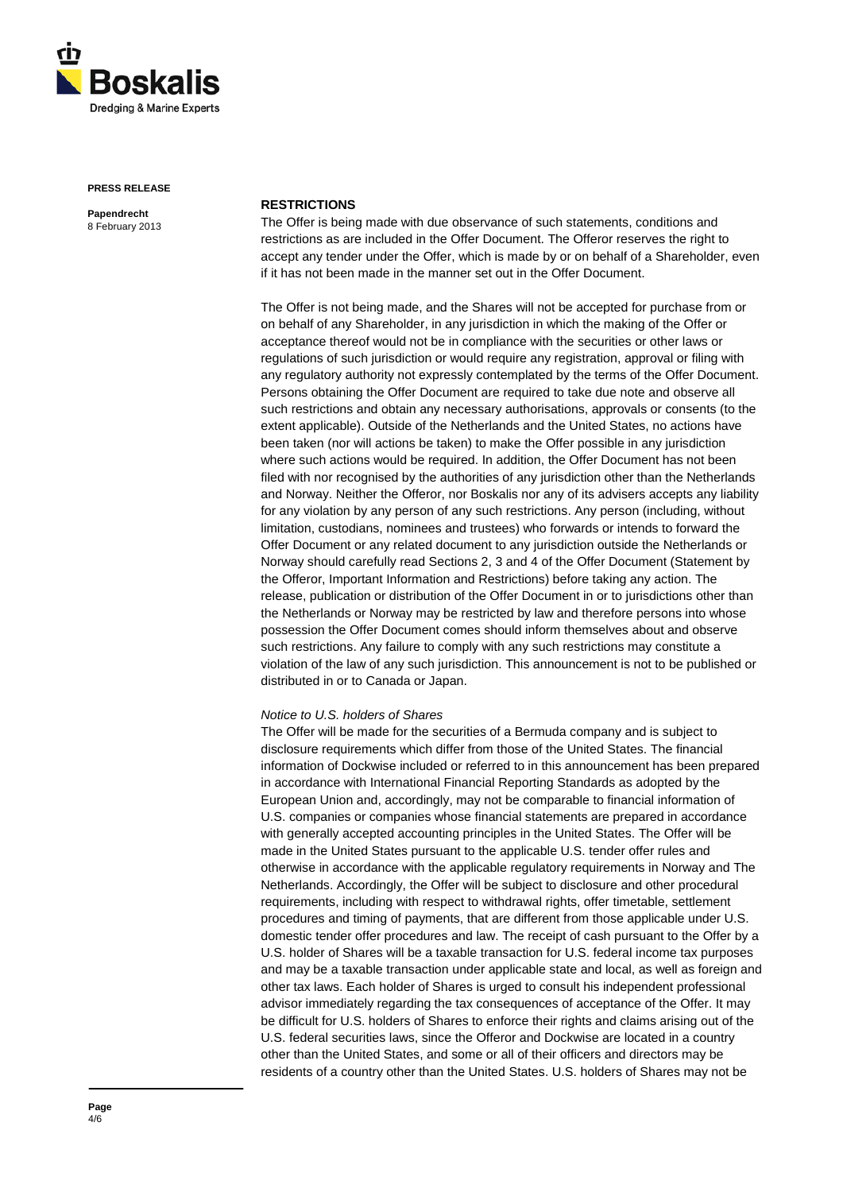**PRESS RELEASE**

**Papendrecht**
8 February 2013

## RESTRICTIONS

The Offer is being made with due observance of such statements, conditions and restrictions as are included in the Offer Document. The Offeror reserves the right to accept any tender under the Offer, which is made by or on behalf of a Shareholder, even if it has not been made in the manner set out in the Offer Document.

The Offer is not being made, and the Shares will not be accepted for purchase from or on behalf of any Shareholder, in any jurisdiction in which the making of the Offer or acceptance thereof would not be in compliance with the securities or other laws or regulations of such jurisdiction or would require any registration, approval or filing with any regulatory authority not expressly contemplated by the terms of the Offer Document. Persons obtaining the Offer Document are required to take due note and observe all such restrictions and obtain any necessary authorisations, approvals or consents (to the extent applicable). Outside of the Netherlands and the United States, no actions have been taken (nor will actions be taken) to make the Offer possible in any jurisdiction where such actions would be required. In addition, the Offer Document has not been filed with nor recognised by the authorities of any jurisdiction other than the Netherlands and Norway. Neither the Offeror, nor Boskalis nor any of its advisers accepts any liability for any violation by any person of any such restrictions. Any person (including, without limitation, custodians, nominees and trustees) who forwards or intends to forward the Offer Document or any related document to any jurisdiction outside the Netherlands or Norway should carefully read Sections 2, 3 and 4 of the Offer Document (Statement by the Offeror, Important Information and Restrictions) before taking any action. The release, publication or distribution of the Offer Document in or to jurisdictions other than the Netherlands or Norway may be restricted by law and therefore persons into whose possession the Offer Document comes should inform themselves about and observe such restrictions. Any failure to comply with any such restrictions may constitute a violation of the law of any such jurisdiction. This announcement is not to be published or distributed in or to Canada or Japan.

*Notice to U.S. holders of Shares*

The Offer will be made for the securities of a Bermuda company and is subject to disclosure requirements which differ from those of the United States. The financial information of Dockwise included or referred to in this announcement has been prepared in accordance with International Financial Reporting Standards as adopted by the European Union and, accordingly, may not be comparable to financial information of U.S. companies or companies whose financial statements are prepared in accordance with generally accepted accounting principles in the United States. The Offer will be made in the United States pursuant to the applicable U.S. tender offer rules and otherwise in accordance with the applicable regulatory requirements in Norway and The Netherlands. Accordingly, the Offer will be subject to disclosure and other procedural requirements, including with respect to withdrawal rights, offer timetable, settlement procedures and timing of payments, that are different from those applicable under U.S. domestic tender offer procedures and law. The receipt of cash pursuant to the Offer by a U.S. holder of Shares will be a taxable transaction for U.S. federal income tax purposes and may be a taxable transaction under applicable state and local, as well as foreign and other tax laws. Each holder of Shares is urged to consult his independent professional advisor immediately regarding the tax consequences of acceptance of the Offer. It may be difficult for U.S. holders of Shares to enforce their rights and claims arising out of the U.S. federal securities laws, since the Offeror and Dockwise are located in a country other than the United States, and some or all of their officers and directors may be residents of a country other than the United States. U.S. holders of Shares may not be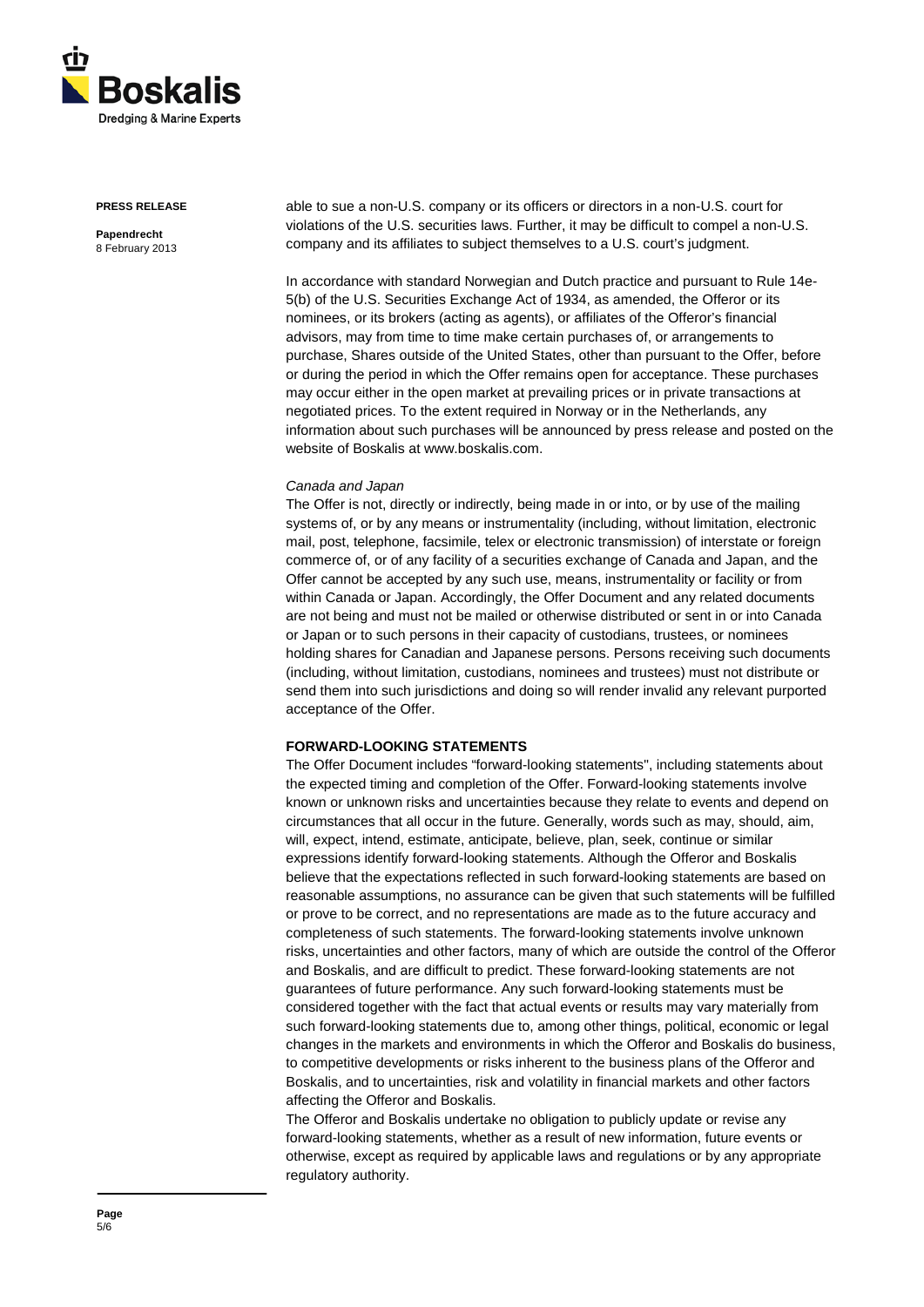able to sue a non-U.S. company or its officers or directors in a non-U.S. court for violations of the U.S. securities laws. Further, it may be difficult to compel a non-U.S. company and its affiliates to subject themselves to a U.S. court's judgment.

In accordance with standard Norwegian and Dutch practice and pursuant to Rule 14e-5(b) of the U.S. Securities Exchange Act of 1934, as amended, the Offeror or its nominees, or its brokers (acting as agents), or affiliates of the Offeror's financial advisors, may from time to time make certain purchases of, or arrangements to purchase, Shares outside of the United States, other than pursuant to the Offer, before or during the period in which the Offer remains open for acceptance. These purchases may occur either in the open market at prevailing prices or in private transactions at negotiated prices. To the extent required in Norway or in the Netherlands, any information about such purchases will be announced by press release and posted on the website of Boskalis at www.boskalis.com.

*Canada and Japan*

The Offer is not, directly or indirectly, being made in or into, or by use of the mailing systems of, or by any means or instrumentality (including, without limitation, electronic mail, post, telephone, facsimile, telex or electronic transmission) of interstate or foreign commerce of, or of any facility of a securities exchange of Canada and Japan, and the Offer cannot be accepted by any such use, means, instrumentality or facility or from within Canada or Japan. Accordingly, the Offer Document and any related documents are not being and must not be mailed or otherwise distributed or sent in or into Canada or Japan or to such persons in their capacity of custodians, trustees, or nominees holding shares for Canadian and Japanese persons. Persons receiving such documents (including, without limitation, custodians, nominees and trustees) must not distribute or send them into such jurisdictions and doing so will render invalid any relevant purported acceptance of the Offer.

**FORWARD-LOOKING STATEMENTS**

The Offer Document includes "forward-looking statements", including statements about the expected timing and completion of the Offer. Forward-looking statements involve known or unknown risks and uncertainties because they relate to events and depend on circumstances that all occur in the future. Generally, words such as may, should, aim, will, expect, intend, estimate, anticipate, believe, plan, seek, continue or similar expressions identify forward-looking statements. Although the Offeror and Boskalis believe that the expectations reflected in such forward-looking statements are based on reasonable assumptions, no assurance can be given that such statements will be fulfilled or prove to be correct, and no representations are made as to the future accuracy and completeness of such statements. The forward-looking statements involve unknown risks, uncertainties and other factors, many of which are outside the control of the Offeror and Boskalis, and are difficult to predict. These forward-looking statements are not guarantees of future performance. Any such forward-looking statements must be considered together with the fact that actual events or results may vary materially from such forward-looking statements due to, among other things, political, economic or legal changes in the markets and environments in which the Offeror and Boskalis do business, to competitive developments or risks inherent to the business plans of the Offeror and Boskalis, and to uncertainties, risk and volatility in financial markets and other factors affecting the Offeror and Boskalis.

The Offeror and Boskalis undertake no obligation to publicly update or revise any forward-looking statements, whether as a result of new information, future events or otherwise, except as required by applicable laws and regulations or by any appropriate regulatory authority.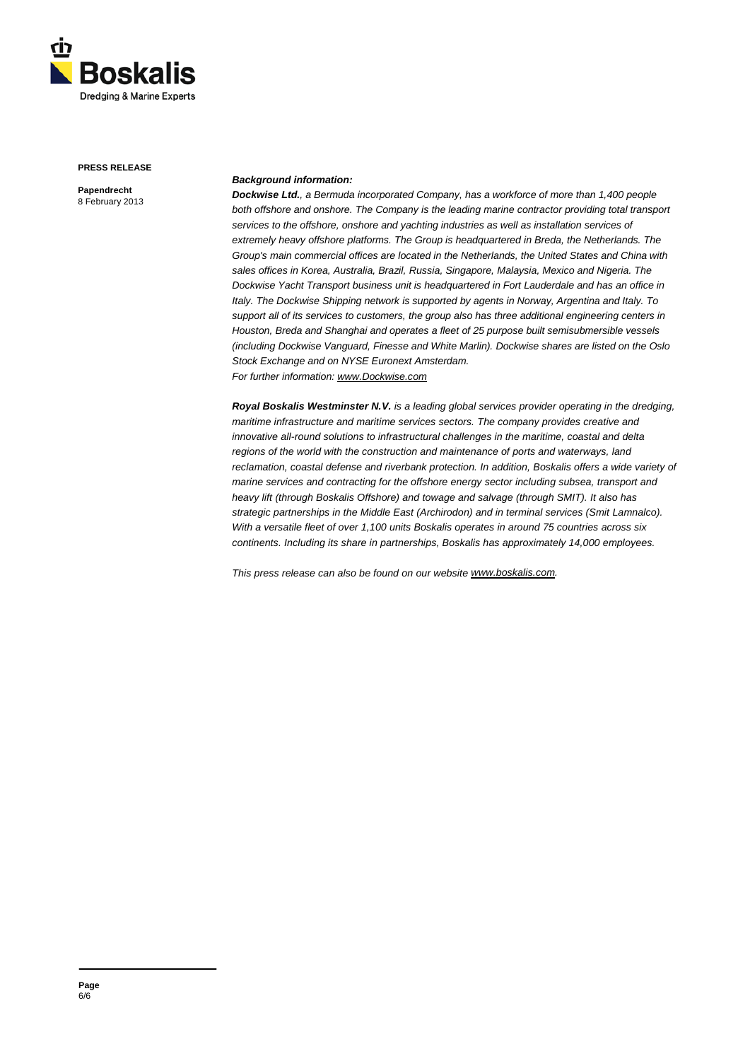**PRESS RELEASE**

**Papendrecht**
8 February 2013

***Background information:***

***Dockwise Ltd.****, a Bermuda incorporated Company, has a workforce of more than 1,400 people both offshore and onshore. The Company is the leading marine contractor providing total transport services to the offshore, onshore and yachting industries as well as installation services of extremely heavy offshore platforms. The Group is headquartered in Breda, the Netherlands. The Group's main commercial offices are located in the Netherlands, the United States and China with sales offices in Korea, Australia, Brazil, Russia, Singapore, Malaysia, Mexico and Nigeria. The Dockwise Yacht Transport business unit is headquartered in Fort Lauderdale and has an office in Italy. The Dockwise Shipping network is supported by agents in Norway, Argentina and Italy. To support all of its services to customers, the group also has three additional engineering centers in Houston, Breda and Shanghai and operates a fleet of 25 purpose built semisubmersible vessels (including Dockwise Vanguard, Finesse and White Marlin). Dockwise shares are listed on the Oslo Stock Exchange and on NYSE Euronext Amsterdam.*

*For further information: www.Dockwise.com*

***Royal Boskalis Westminster N.V.*** *is a leading global services provider operating in the dredging, maritime infrastructure and maritime services sectors. The company provides creative and innovative all-round solutions to infrastructural challenges in the maritime, coastal and delta regions of the world with the construction and maintenance of ports and waterways, land reclamation, coastal defense and riverbank protection. In addition, Boskalis offers a wide variety of marine services and contracting for the offshore energy sector including subsea, transport and heavy lift (through Boskalis Offshore) and towage and salvage (through SMIT). It also has strategic partnerships in the Middle East (Archirodon) and in terminal services (Smit Lamnalco). With a versatile fleet of over 1,100 units Boskalis operates in around 75 countries across six continents. Including its share in partnerships, Boskalis has approximately 14,000 employees.*

*This press release can also be found on our website www.boskalis.com.*